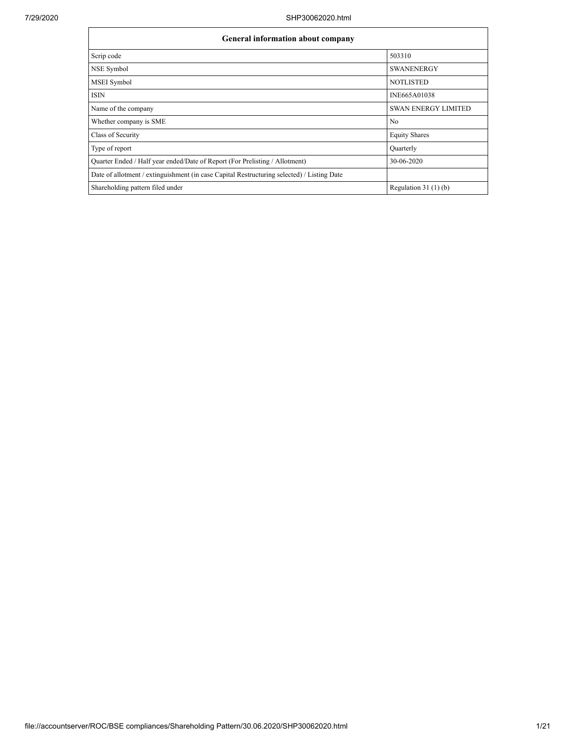| General information about company | |
|---|---|
| Scrip code | 503310 |
| NSE Symbol | SWANENERGY |
| MSEI Symbol | NOTLISTED |
| ISIN | INE665A01038 |
| Name of the company | SWAN ENERGY LIMITED |
| Whether company is SME | No |
| Class of Security | Equity Shares |
| Type of report | Quarterly |
| Quarter Ended / Half year ended/Date of Report (For Prelisting / Allotment) | 30-06-2020 |
| Date of allotment / extinguishment (in case Capital Restructuring selected) / Listing Date | |
| Shareholding pattern filed under | Regulation 31 (1) (b) |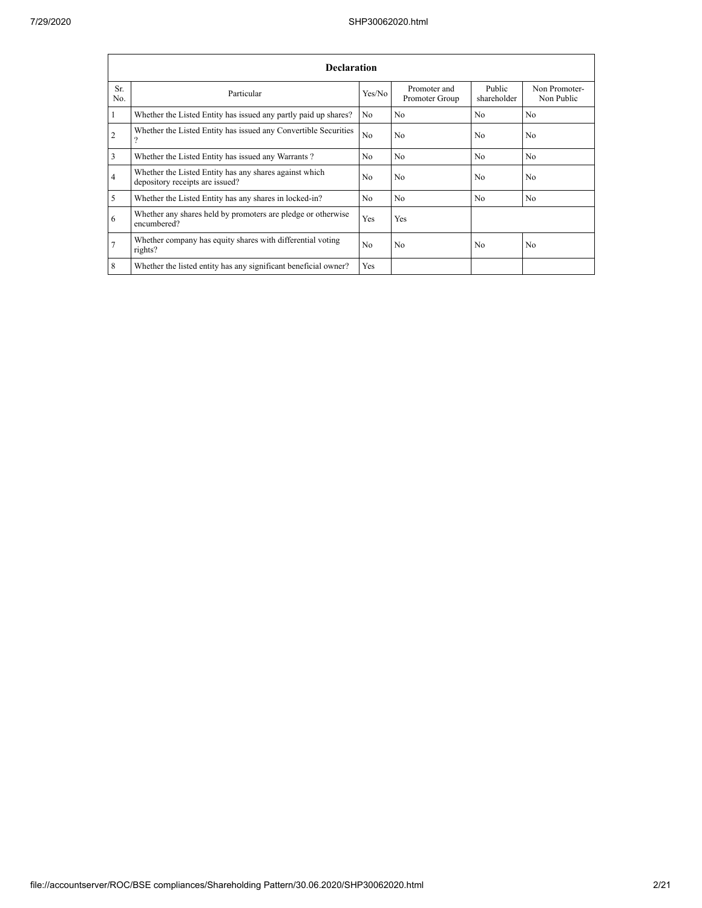| Declaration | | | | | |
|---|---|---|---|---|---|
| Sr. No. | Particular | Yes/No | Promoter and Promoter Group | Public shareholder | Non Promoter- Non Public |
| 1 | Whether the Listed Entity has issued any partly paid up shares? | No | No | No | No |
| 2 | Whether the Listed Entity has issued any Convertible Securities ? | No | No | No | No |
| 3 | Whether the Listed Entity has issued any Warrants ? | No | No | No | No |
| 4 | Whether the Listed Entity has any shares against which depository receipts are issued? | No | No | No | No |
| 5 | Whether the Listed Entity has any shares in locked-in? | No | No | No | No |
| 6 | Whether any shares held by promoters are pledge or otherwise encumbered? | Yes | Yes | | |
| 7 | Whether company has equity shares with differential voting rights? | No | No | No | No |
| 8 | Whether the listed entity has any significant beneficial owner? | Yes | | | |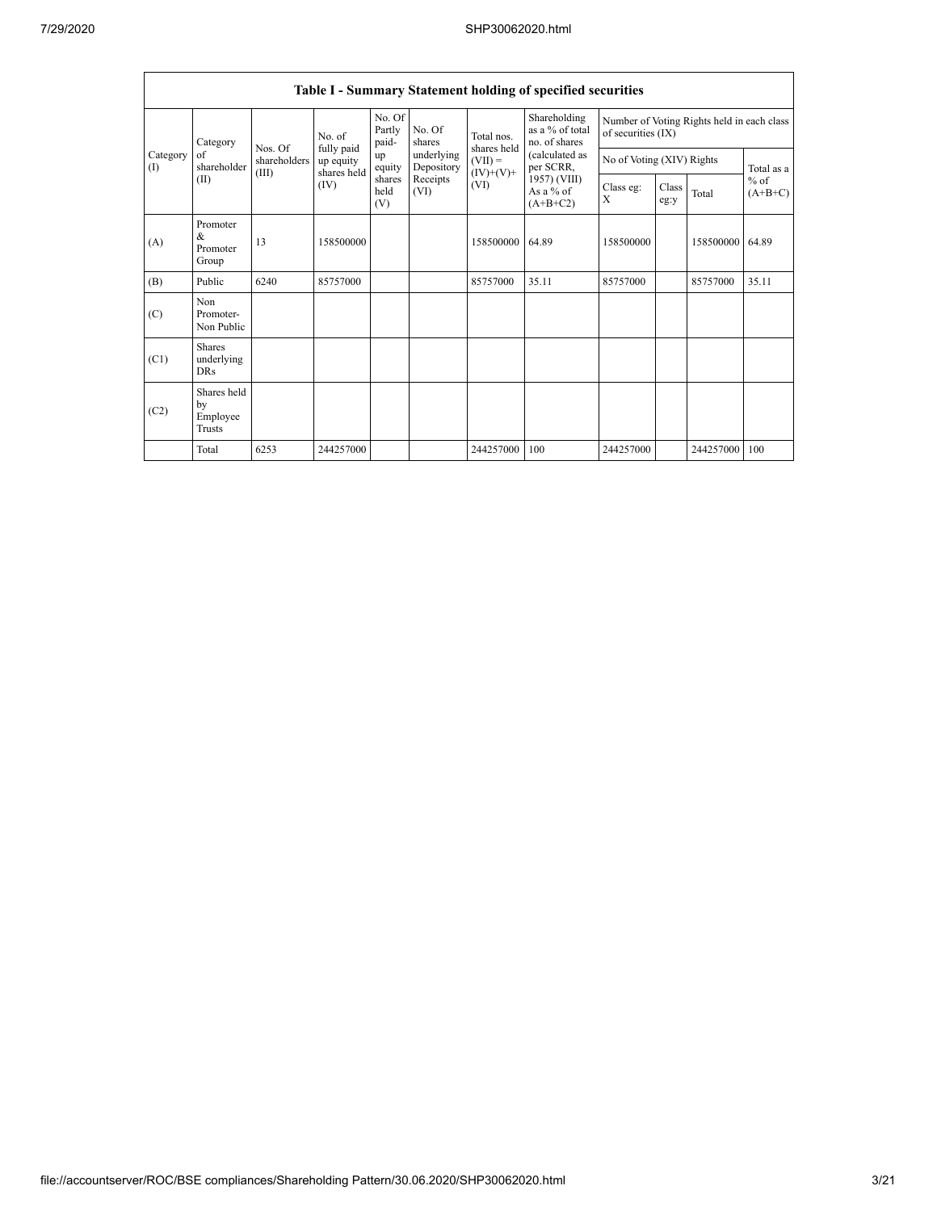| Table I - Summary Statement holding of specified securities | | | | | | | | | | | | |
|---|---|---|---|---|---|---|---|---|---|---|---|---|
| Category (I) | Category of shareholder (II) | Nos. Of shareholders (III) | No. of fully paid up equity shares held (IV) | No. Of Partly paid-up equity shares held (V) | No. Of shares underlying Depository Receipts (VI) | Total nos. shares held (VII) = (IV)+(V)+ (VI) | Shareholding as a % of total no. of shares (calculated as per SCRR, 1957) (VIII) As a % of (A+B+C2) | Number of Voting Rights held in each class of securities (IX) | | | |
| | | | | | | | | No of Voting (XIV) Rights | | | Total as a % of (A+B+C) |
| | | | | | | | | Class eg: X | Class eg:y | Total | |
| (A) | Promoter & Promoter Group | 13 | 158500000 | | | 158500000 | 64.89 | 158500000 | | 158500000 | 64.89 |
| (B) | Public | 6240 | 85757000 | | | 85757000 | 35.11 | 85757000 | | 85757000 | 35.11 |
| (C) | Non Promoter- Non Public | | | | | | | | | | |
| (C1) | Shares underlying DRs | | | | | | | | | | |
| (C2) | Shares held by Employee Trusts | | | | | | | | | | |
| | Total | 6253 | 244257000 | | | 244257000 | 100 | 244257000 | | 244257000 | 100 |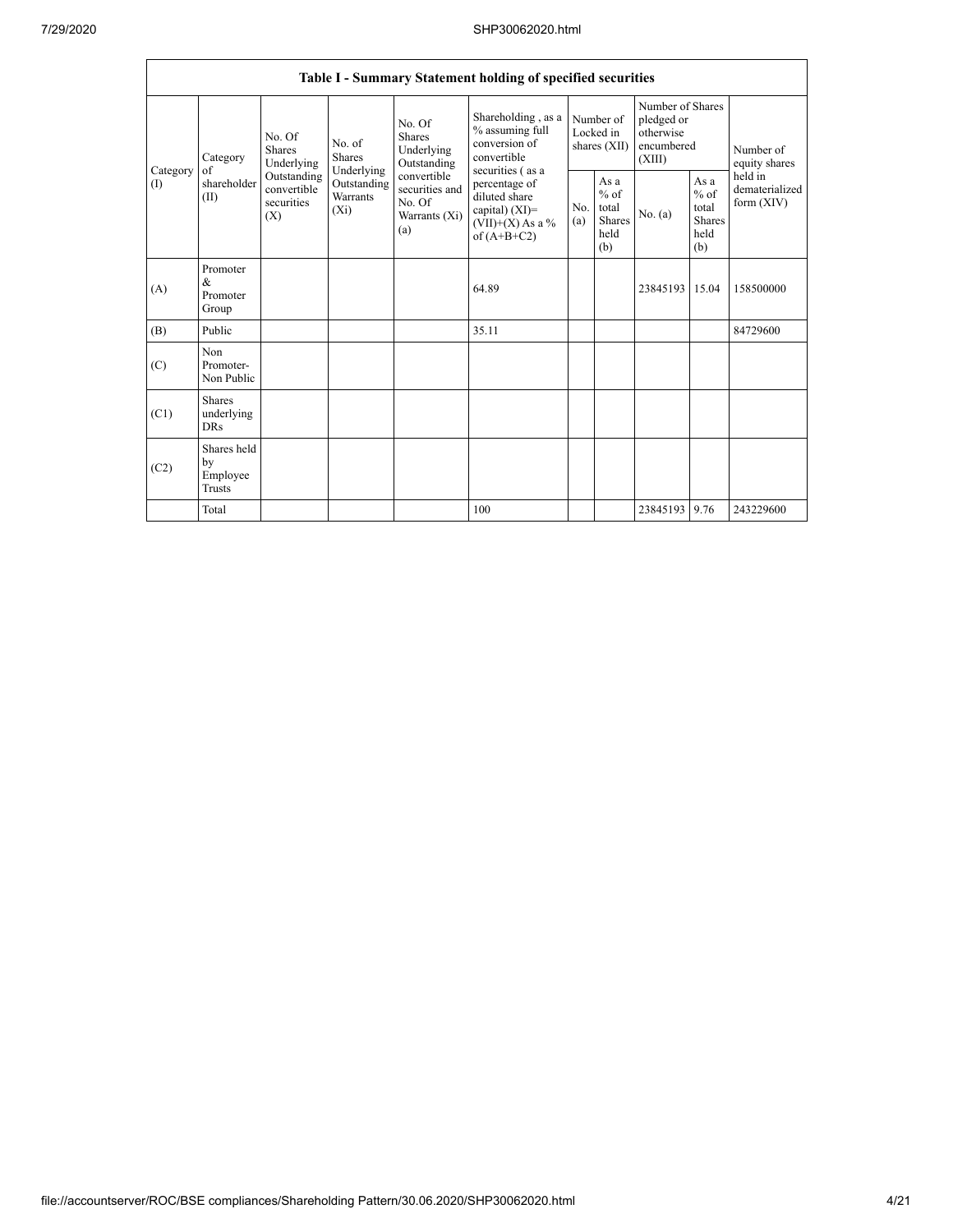| Table I - Summary Statement holding of specified securities | | | | | | | | | | | |
|---|---|---|---|---|---|---|---|---|---|---|---|
| Category (I) | Category of shareholder (II) | No. Of Shares Underlying Outstanding convertible securities (X) | No. of Shares Underlying Outstanding Warrants (Xi) | No. Of Shares Underlying Outstanding convertible securities and No. Of Warrants (Xi) (a) | Shareholding , as a % assuming full conversion of convertible securities ( as a percentage of diluted share capital) (XI)= (VII)+(X) As a % of (A+B+C2) | Number of Locked in shares (XII) | | Number of Shares pledged or otherwise encumbered (XIII) | | Number of equity shares held in dematerialized form (XIV) |
| | | | | | | No. (a) | As a % of total Shares held (b) | No. (a) | As a % of total Shares held (b) | |
| (A) | Promoter & Promoter Group | | | | 64.89 | | | 23845193 | 15.04 | 158500000 |
| (B) | Public | | | | 35.11 | | | | | 84729600 |
| (C) | Non Promoter- Non Public | | | | | | | | | |
| (C1) | Shares underlying DRs | | | | | | | | | |
| (C2) | Shares held by Employee Trusts | | | | | | | | | |
| | Total | | | | 100 | | | 23845193 | 9.76 | 243229600 |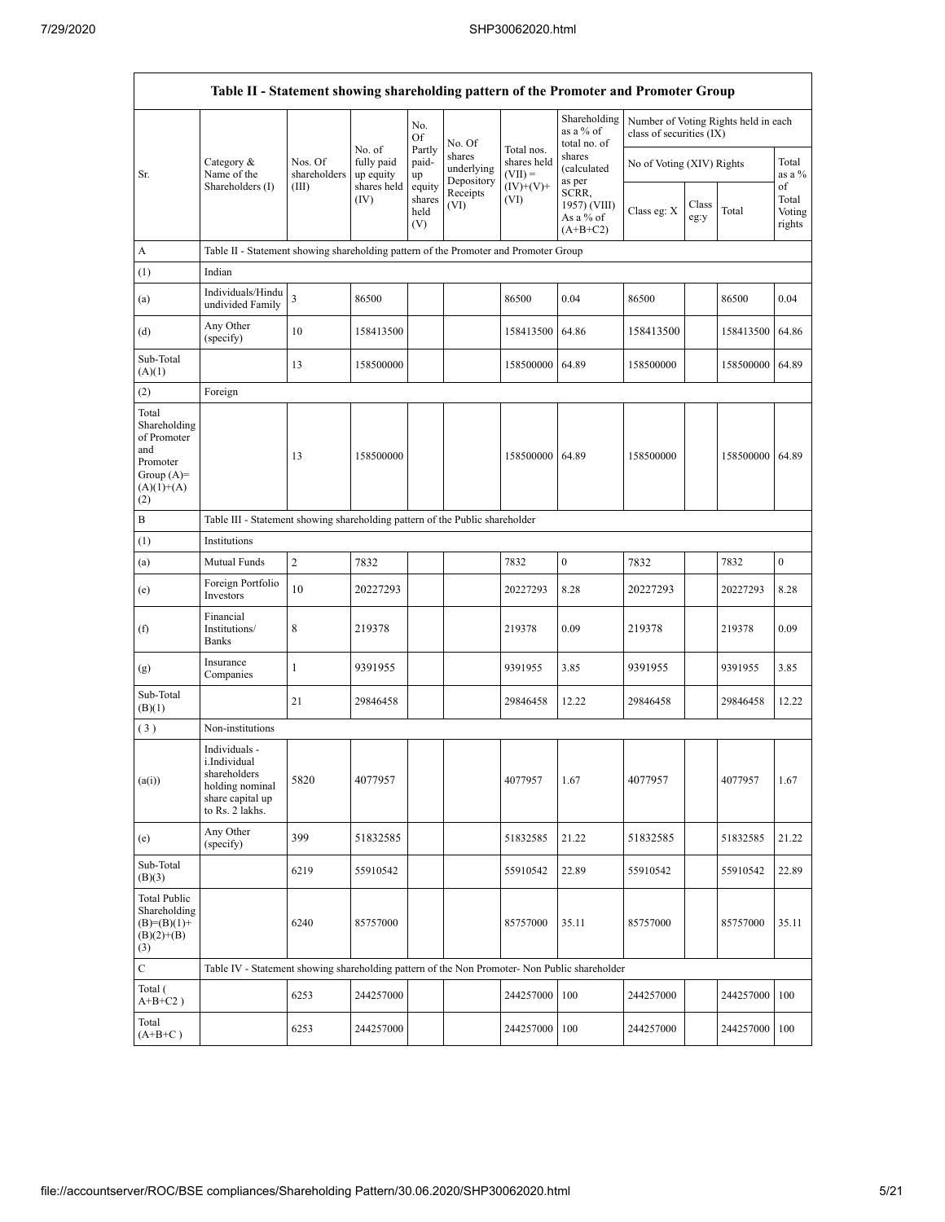| Table II - Statement showing shareholding pattern of the Promoter and Promoter Group | | | | | | | | | | | |
|---|---|---|---|---|---|---|---|---|---|---|---|
| Sr. | Category & Name of the Shareholders (I) | Nos. Of shareholders (III) | No. of fully paid up equity shares held (IV) | No. Of Partly paid-up equity shares held (V) | No. Of shares underlying Depository Receipts (VI) | Total nos. shares held (VII) = (IV)+(V)+ (VI) | Shareholding as a % of total no. of shares (calculated as per SCRR, 1957) (VIII) As a % of (A+B+C2) | Number of Voting Rights held in each class of securities (IX) | | | |
| | | | | | | | | No of Voting (XIV) Rights | | | Total as a % of Total Voting rights |
| | | | | | | | | Class eg: X | Class eg:y | Total | |
| A | Table II - Statement showing shareholding pattern of the Promoter and Promoter Group | | | | | | | | | | |
| (1) | Indian | | | | | | | | | | |
| (a) | Individuals/Hindu undivided Family | 3 | 86500 | | | 86500 | 0.04 | 86500 | | 86500 | 0.04 |
| (d) | Any Other (specify) | 10 | 158413500 | | | 158413500 | 64.86 | 158413500 | | 158413500 | 64.86 |
| Sub-Total (A)(1) | | 13 | 158500000 | | | 158500000 | 64.89 | 158500000 | | 158500000 | 64.89 |
| (2) | Foreign | | | | | | | | | | |
| Total Shareholding of Promoter and Promoter Group (A)=(A)(1)+(A)(2) | | 13 | 158500000 | | | 158500000 | 64.89 | 158500000 | | 158500000 | 64.89 |
| B | Table III - Statement showing shareholding pattern of the Public shareholder | | | | | | | | | | |
| (1) | Institutions | | | | | | | | | | |
| (a) | Mutual Funds | 2 | 7832 | | | 7832 | 0 | 7832 | | 7832 | 0 |
| (e) | Foreign Portfolio Investors | 10 | 20227293 | | | 20227293 | 8.28 | 20227293 | | 20227293 | 8.28 |
| (f) | Financial Institutions/ Banks | 8 | 219378 | | | 219378 | 0.09 | 219378 | | 219378 | 0.09 |
| (g) | Insurance Companies | 1 | 9391955 | | | 9391955 | 3.85 | 9391955 | | 9391955 | 3.85 |
| Sub-Total (B)(1) | | 21 | 29846458 | | | 29846458 | 12.22 | 29846458 | | 29846458 | 12.22 |
| (3) | Non-institutions | | | | | | | | | | |
| (a(i)) | Individuals - i.Individual shareholders holding nominal share capital up to Rs. 2 lakhs. | 5820 | 4077957 | | | 4077957 | 1.67 | 4077957 | | 4077957 | 1.67 |
| (e) | Any Other (specify) | 399 | 51832585 | | | 51832585 | 21.22 | 51832585 | | 51832585 | 21.22 |
| Sub-Total (B)(3) | | 6219 | 55910542 | | | 55910542 | 22.89 | 55910542 | | 55910542 | 22.89 |
| Total Public Shareholding (B)=(B)(1)+(B)(2)+(B)(3) | | 6240 | 85757000 | | | 85757000 | 35.11 | 85757000 | | 85757000 | 35.11 |
| C | Table IV - Statement showing shareholding pattern of the Non Promoter- Non Public shareholder | | | | | | | | | | |
| Total ( A+B+C2 ) | | 6253 | 244257000 | | | 244257000 | 100 | 244257000 | | 244257000 | 100 |
| Total (A+B+C ) | | 6253 | 244257000 | | | 244257000 | 100 | 244257000 | | 244257000 | 100 |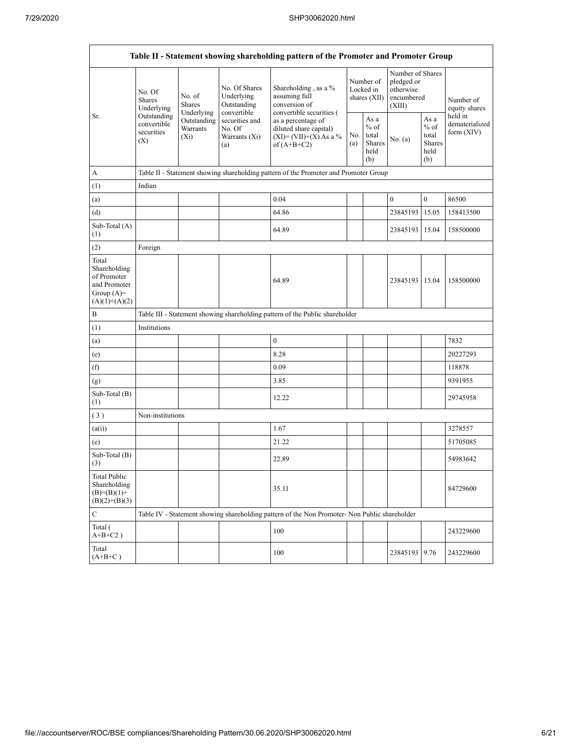| Table II - Statement showing shareholding pattern of the Promoter and Promoter Group | | | | | | | | | |
|---|---|---|---|---|---|---|---|---|---|
| Sr. | No. Of Shares Underlying Outstanding convertible securities (X) | No. of Shares Underlying Outstanding Warrants (Xi) | No. Of Shares Underlying Outstanding convertible securities and No. Of Warrants (Xi) (a) | Shareholding , as a % assuming full conversion of convertible securities ( as a percentage of diluted share capital) (XI)= (VII)+(X) As a % of (A+B+C2) | Number of Locked in shares (XII) | | Number of Shares pledged or otherwise encumbered (XIII) | | Number of equity shares held in dematerialized form (XIV) |
| | | | | | No. (a) | As a % of total Shares held (b) | No. (a) | As a % of total Shares held (b) | |
| A | Table II - Statement showing shareholding pattern of the Promoter and Promoter Group | | | | | | | | |
| (1) | Indian | | | | | | | | |
| (a) | | | | 0.04 | | | 0 | 0 | 86500 |
| (d) | | | | 64.86 | | | 23845193 | 15.05 | 158413500 |
| Sub-Total (A) (1) | | | | 64.89 | | | 23845193 | 15.04 | 158500000 |
| (2) | Foreign | | | | | | | | |
| Total Shareholding of Promoter and Promoter Group (A)= (A)(1)+(A)(2) | | | | 64.89 | | | 23845193 | 15.04 | 158500000 |
| B | Table III - Statement showing shareholding pattern of the Public shareholder | | | | | | | | |
| (1) | Institutions | | | | | | | | |
| (a) | | | | 0 | | | | | 7832 |
| (e) | | | | 8.28 | | | | | 20227293 |
| (f) | | | | 0.09 | | | | | 118878 |
| (g) | | | | 3.85 | | | | | 9391955 |
| Sub-Total (B) (1) | | | | 12.22 | | | | | 29745958 |
| ( 3 ) | Non-institutions | | | | | | | | |
| (a(i)) | | | | 1.67 | | | | | 3278557 |
| (e) | | | | 21.22 | | | | | 51705085 |
| Sub-Total (B) (3) | | | | 22.89 | | | | | 54983642 |
| Total Public Shareholding (B)=(B)(1)+ (B)(2)+(B)(3) | | | | 35.11 | | | | | 84729600 |
| C | Table IV - Statement showing shareholding pattern of the Non Promoter- Non Public shareholder | | | | | | | | |
| Total ( A+B+C2 ) | | | | 100 | | | | | 243229600 |
| Total (A+B+C ) | | | | 100 | | | 23845193 | 9.76 | 243229600 |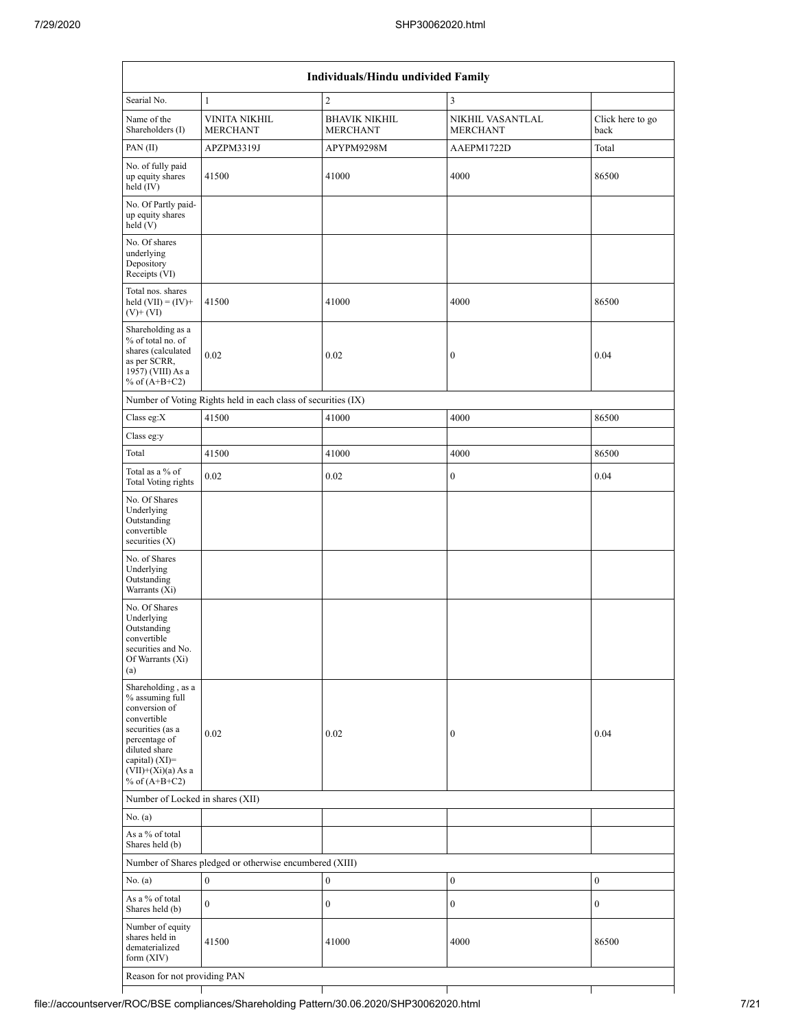| Individuals/Hindu undivided Family | | | | |
|---|---|---|---|---|
| Searial No. | 1 | 2 | 3 | |
| Name of the Shareholders (I) | VINITA NIKHIL MERCHANT | BHAVIK NIKHIL MERCHANT | NIKHIL VASANTLAL MERCHANT | Click here to go back |
| PAN (II) | APZPM3319J | APYPM9298M | AAEPM1722D | Total |
| No. of fully paid up equity shares held (IV) | 41500 | 41000 | 4000 | 86500 |
| No. Of Partly paid-up equity shares held (V) | | | | |
| No. Of shares underlying Depository Receipts (VI) | | | | |
| Total nos. shares held (VII) = (IV)+(V)+ (VI) | 41500 | 41000 | 4000 | 86500 |
| Shareholding as a % of total no. of shares (calculated as per SCRR, 1957) (VIII) As a % of (A+B+C2) | 0.02 | 0.02 | 0 | 0.04 |
| Number of Voting Rights held in each class of securities (IX) | | | | |
| Class eg:X | 41500 | 41000 | 4000 | 86500 |
| Class eg:y | | | | |
| Total | 41500 | 41000 | 4000 | 86500 |
| Total as a % of Total Voting rights | 0.02 | 0.02 | 0 | 0.04 |
| No. Of Shares Underlying Outstanding convertible securities (X) | | | | |
| No. of Shares Underlying Outstanding Warrants (Xi) | | | | |
| No. Of Shares Underlying Outstanding convertible securities and No. Of Warrants (Xi) (a) | | | | |
| Shareholding , as a % assuming full conversion of convertible securities (as a percentage of diluted share capital) (XI)= (VII)+(Xi)(a) As a % of (A+B+C2) | 0.02 | 0.02 | 0 | 0.04 |
| Number of Locked in shares (XII) | | | | |
| No. (a) | | | | |
| As a % of total Shares held (b) | | | | |
| Number of Shares pledged or otherwise encumbered (XIII) | | | | |
| No. (a) | 0 | 0 | 0 | 0 |
| As a % of total Shares held (b) | 0 | 0 | 0 | 0 |
| Number of equity shares held in dematerialized form (XIV) | 41500 | 41000 | 4000 | 86500 |
| Reason for not providing PAN | | | | |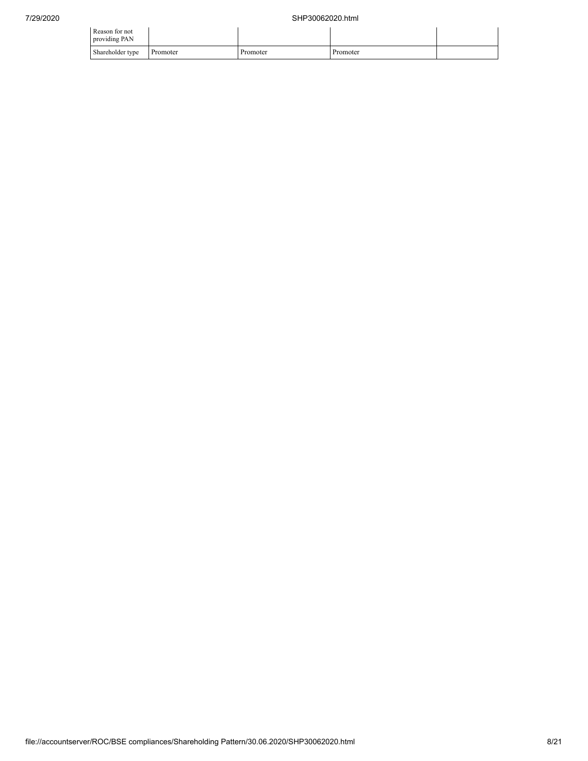| Reason for not providing PAN | | | | |
| --- | --- | --- | --- | --- |
| Shareholder type | Promoter | Promoter | Promoter | |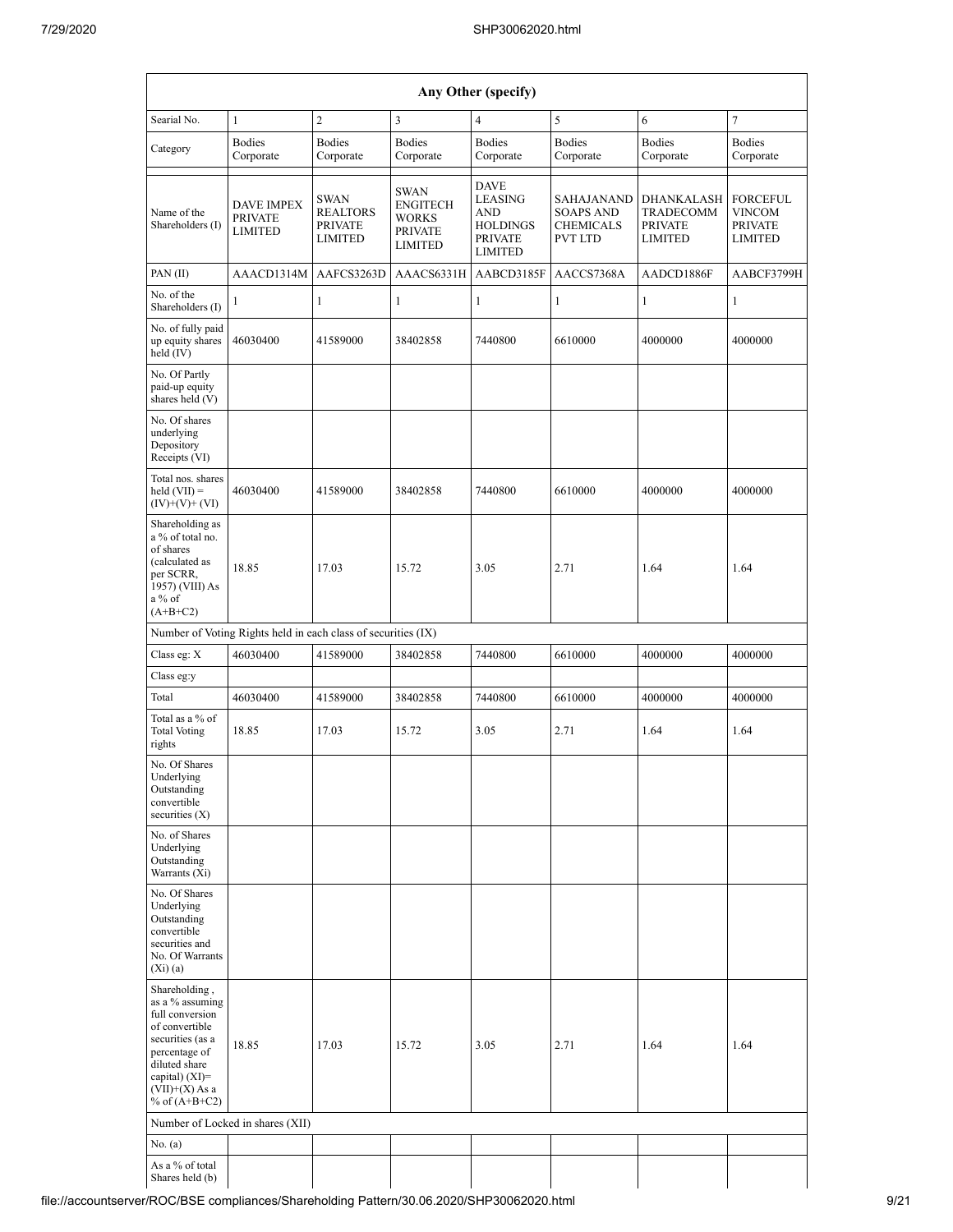| Any Other (specify) | | | | | | | |
|---|---|---|---|---|---|---|---|
| Searial No. | 1 | 2 | 3 | 4 | 5 | 6 | 7 |
| Category | Bodies Corporate | Bodies Corporate | Bodies Corporate | Bodies Corporate | Bodies Corporate | Bodies Corporate | Bodies Corporate |
| Name of the Shareholders (I) | DAVE IMPEX PRIVATE LIMITED | SWAN REALTORS PRIVATE LIMITED | SWAN ENGITECH WORKS PRIVATE LIMITED | DAVE LEASING AND HOLDINGS PRIVATE LIMITED | SAHAJANAND SOAPS AND CHEMICALS PVT LTD | DHANKALASH TRADECOMM PRIVATE LIMITED | FORCEFUL VINCOM PRIVATE LIMITED |
| PAN (II) | AAACD1314M | AAFCS3263D | AAACS6331H | AABCD3185F | AACCS7368A | AADCD1886F | AABCF3799H |
| No. of the Shareholders (I) | 1 | 1 | 1 | 1 | 1 | 1 | 1 |
| No. of fully paid up equity shares held (IV) | 46030400 | 41589000 | 38402858 | 7440800 | 6610000 | 4000000 | 4000000 |
| No. Of Partly paid-up equity shares held (V) | | | | | | | |
| No. Of shares underlying Depository Receipts (VI) | | | | | | | |
| Total nos. shares held (VII) = (IV)+(V)+ (VI) | 46030400 | 41589000 | 38402858 | 7440800 | 6610000 | 4000000 | 4000000 |
| Shareholding as a % of total no. of shares (calculated as per SCRR, 1957) (VIII) As a % of (A+B+C2) | 18.85 | 17.03 | 15.72 | 3.05 | 2.71 | 1.64 | 1.64 |
| Number of Voting Rights held in each class of securities (IX) | | | | | | | |
| Class eg: X | 46030400 | 41589000 | 38402858 | 7440800 | 6610000 | 4000000 | 4000000 |
| Class eg:y | | | | | | | |
| Total | 46030400 | 41589000 | 38402858 | 7440800 | 6610000 | 4000000 | 4000000 |
| Total as a % of Total Voting rights | 18.85 | 17.03 | 15.72 | 3.05 | 2.71 | 1.64 | 1.64 |
| No. Of Shares Underlying Outstanding convertible securities (X) | | | | | | | |
| No. of Shares Underlying Outstanding Warrants (Xi) | | | | | | | |
| No. Of Shares Underlying Outstanding convertible securities and No. Of Warrants (Xi) (a) | | | | | | | |
| Shareholding , as a % assuming full conversion of convertible securities (as a percentage of diluted share capital) (XI)= (VII)+(X) As a % of (A+B+C2) | 18.85 | 17.03 | 15.72 | 3.05 | 2.71 | 1.64 | 1.64 |
| Number of Locked in shares (XII) | | | | | | | |
| No. (a) | | | | | | | |
| As a % of total Shares held (b) | | | | | | | |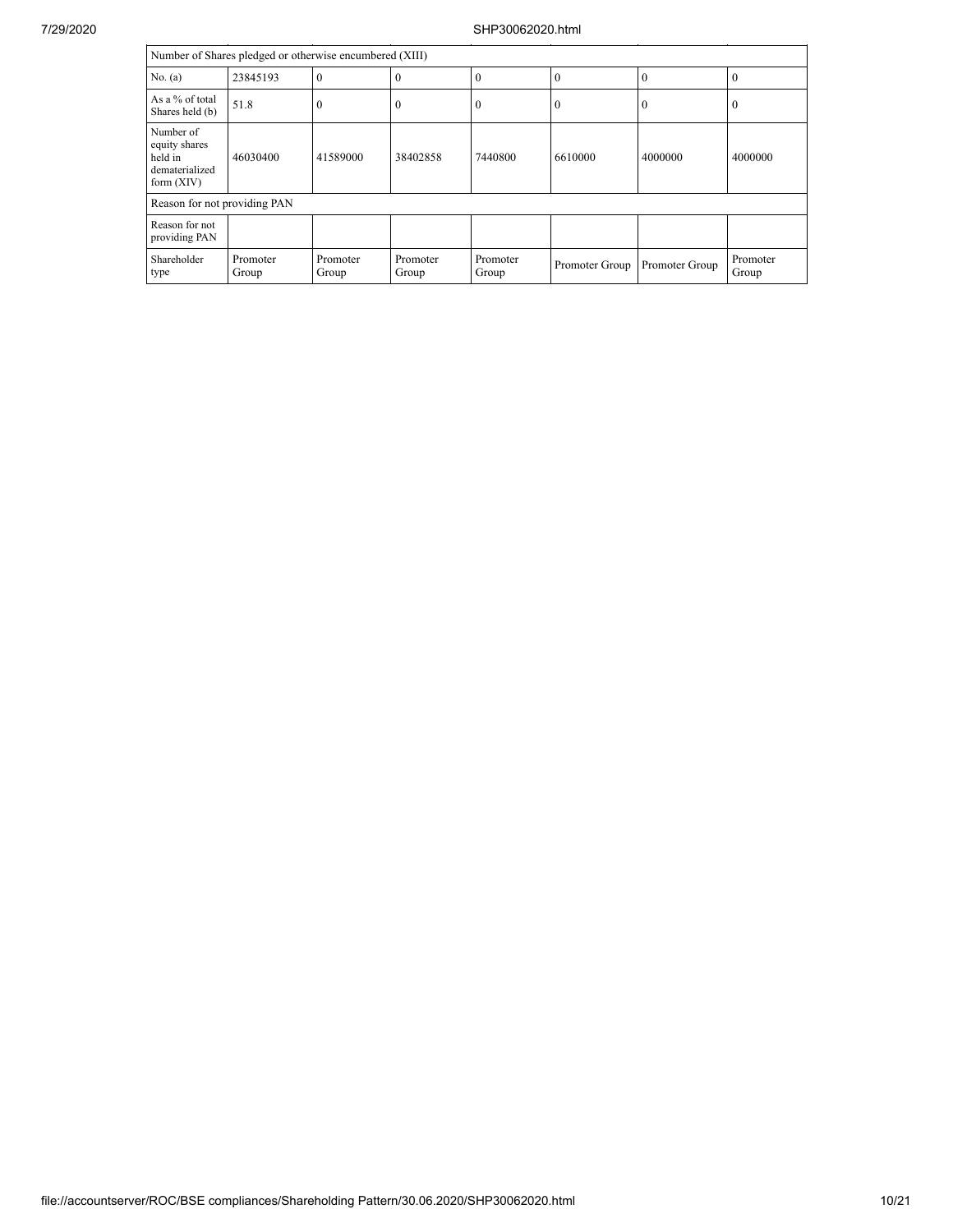| Number of Shares pledged or otherwise encumbered (XIII) | | | | | | | |
|---|---|---|---|---|---|---|---|
| No. (a) | 23845193 | 0 | 0 | 0 | 0 | 0 | 0 |
| As a % of total Shares held (b) | 51.8 | 0 | 0 | 0 | 0 | 0 | 0 |
| Number of equity shares held in dematerialized form (XIV) | 46030400 | 41589000 | 38402858 | 7440800 | 6610000 | 4000000 | 4000000 |
| Reason for not providing PAN | | | | | | | |
| Reason for not providing PAN | | | | | | | |
| Shareholder type | Promoter Group | Promoter Group | Promoter Group | Promoter Group | Promoter Group | Promoter Group | Promoter Group |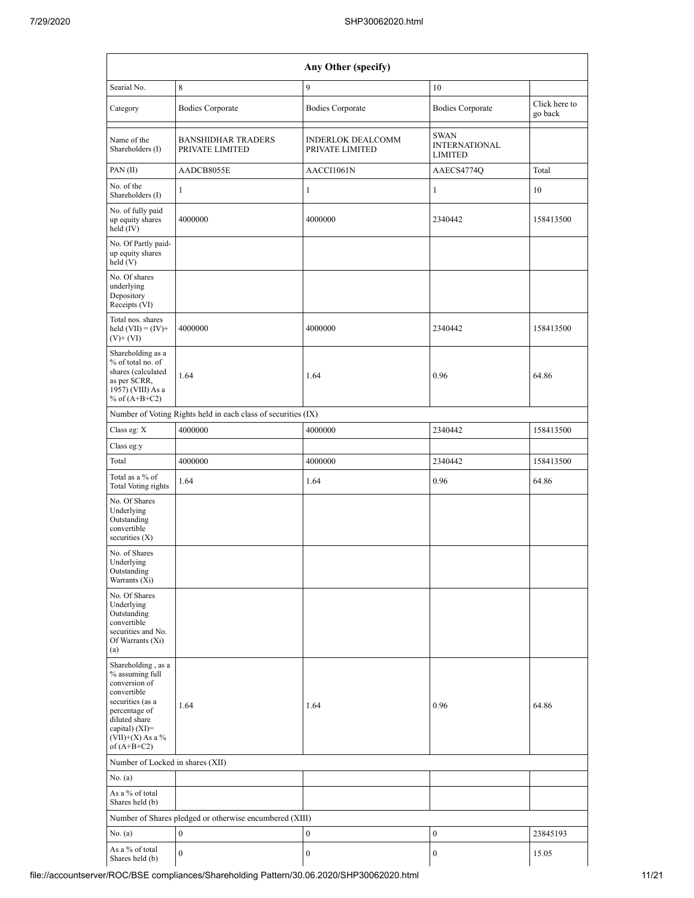| Any Other (specify) | | | | |
|---|---|---|---|---|
| Searial No. | 8 | 9 | 10 | |
| Category | Bodies Corporate | Bodies Corporate | Bodies Corporate | Click here to go back |
| Name of the Shareholders (I) | BANSHIDHAR TRADERS PRIVATE LIMITED | INDERLOK DEALCOMM PRIVATE LIMITED | SWAN INTERNATIONAL LIMITED | |
| PAN (II) | AADCB8055E | AACCI1061N | AAECS4774Q | Total |
| No. of the Shareholders (I) | 1 | 1 | 1 | 10 |
| No. of fully paid up equity shares held (IV) | 4000000 | 4000000 | 2340442 | 158413500 |
| No. Of Partly paid-up equity shares held (V) | | | | |
| No. Of shares underlying Depository Receipts (VI) | | | | |
| Total nos. shares held (VII) = (IV)+(V)+ (VI) | 4000000 | 4000000 | 2340442 | 158413500 |
| Shareholding as a % of total no. of shares (calculated as per SCRR, 1957) (VIII) As a % of (A+B+C2) | 1.64 | 1.64 | 0.96 | 64.86 |
| Number of Voting Rights held in each class of securities (IX) | | | | |
| Class eg: X | 4000000 | 4000000 | 2340442 | 158413500 |
| Class eg:y | | | | |
| Total | 4000000 | 4000000 | 2340442 | 158413500 |
| Total as a % of Total Voting rights | 1.64 | 1.64 | 0.96 | 64.86 |
| No. Of Shares Underlying Outstanding convertible securities (X) | | | | |
| No. of Shares Underlying Outstanding Warrants (Xi) | | | | |
| No. Of Shares Underlying Outstanding convertible securities and No. Of Warrants (Xi) (a) | | | | |
| Shareholding , as a % assuming full conversion of convertible securities (as a percentage of diluted share capital) (XI)= (VII)+(X) As a % of (A+B+C2) | 1.64 | 1.64 | 0.96 | 64.86 |
| Number of Locked in shares (XII) | | | | |
| No. (a) | | | | |
| As a % of total Shares held (b) | | | | |
| Number of Shares pledged or otherwise encumbered (XIII) | | | | |
| No. (a) | 0 | 0 | 0 | 23845193 |
| As a % of total Shares held (b) | 0 | 0 | 0 | 15.05 |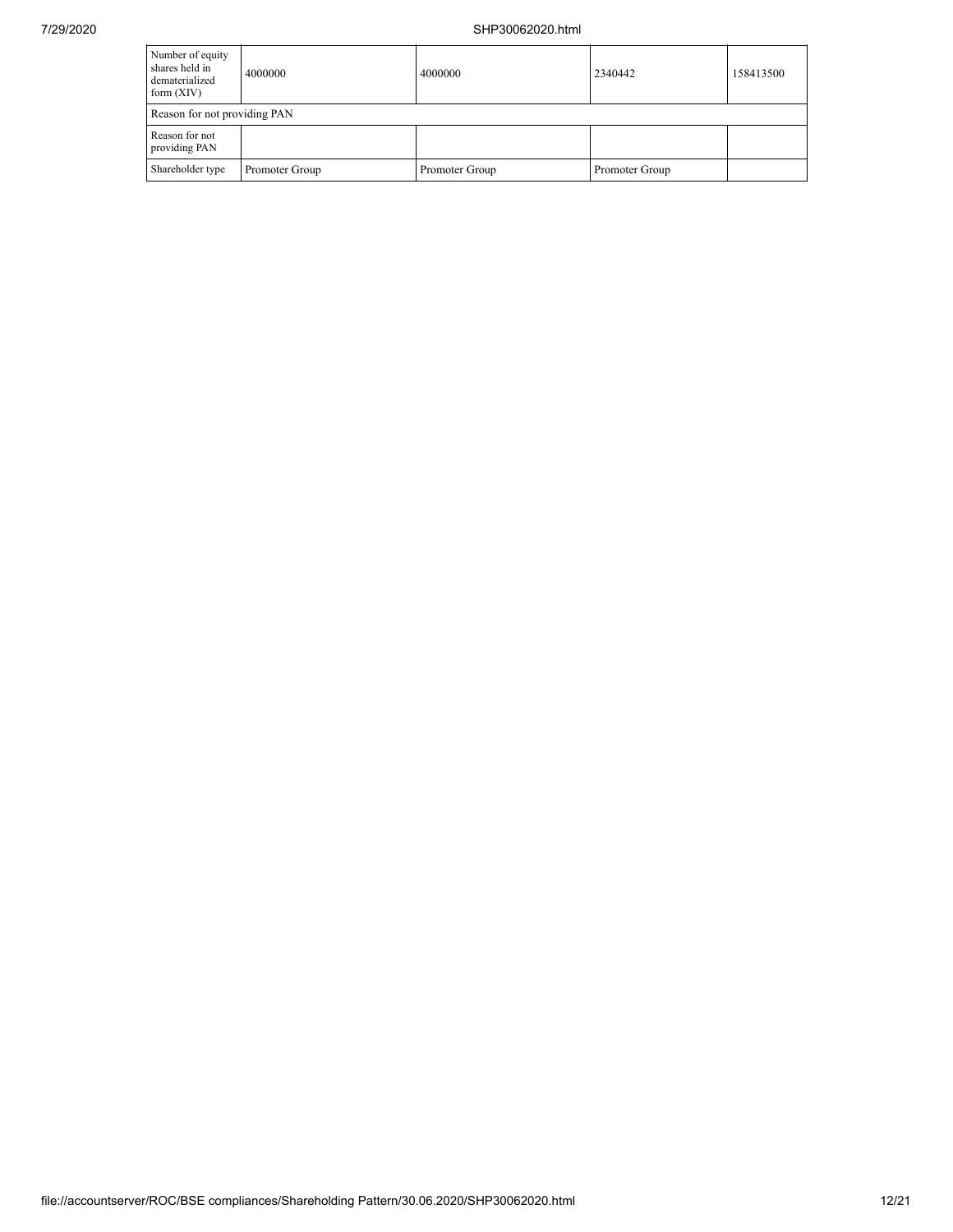| Number of equity shares held in dematerialized form (XIV) | 4000000 | 4000000 | 2340442 | 158413500 |
|---|---|---|---|---|
| Reason for not providing PAN | | | | |
| Reason for not providing PAN | | | | |
| Shareholder type | Promoter Group | Promoter Group | Promoter Group | |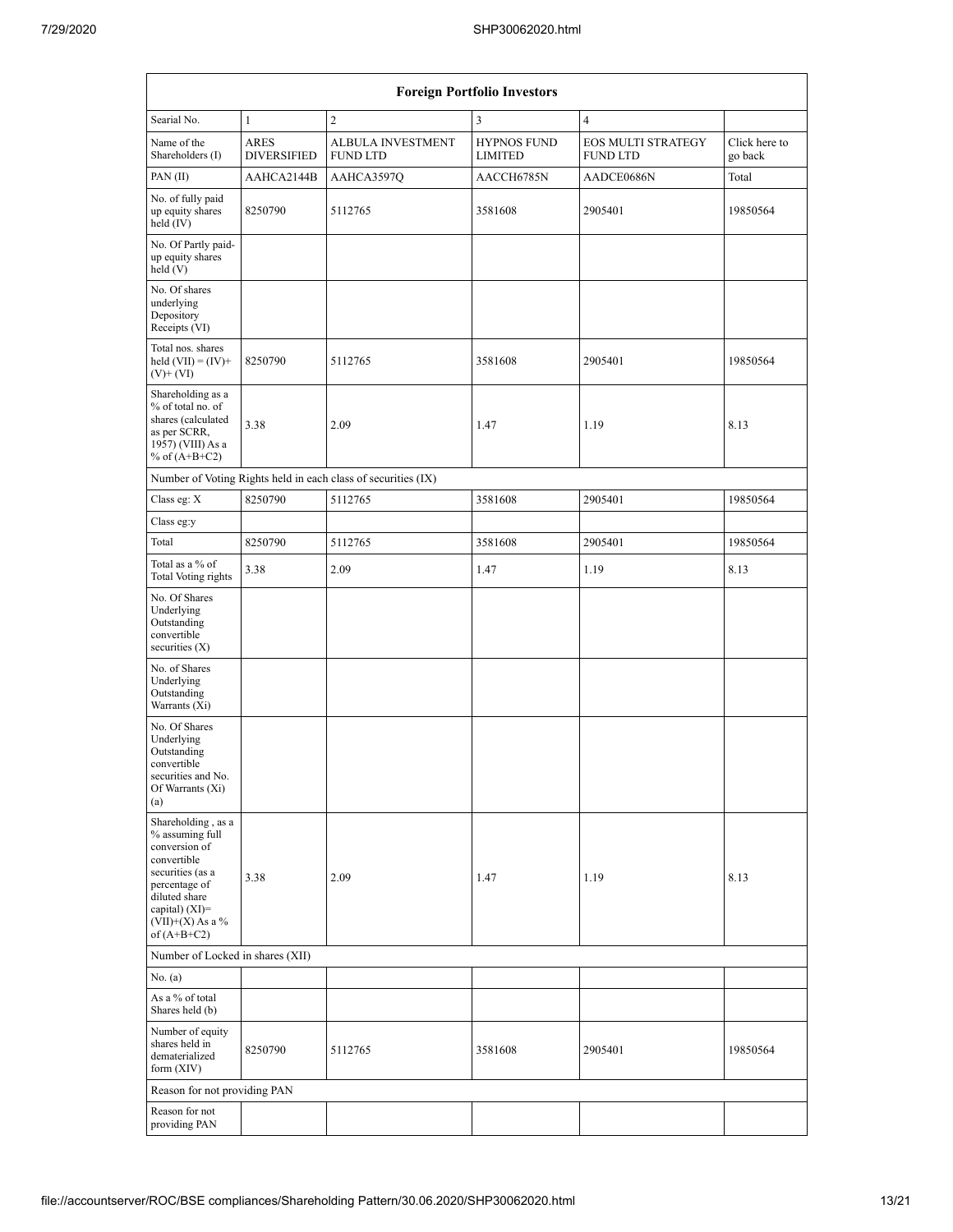| Foreign Portfolio Investors | | | | | |
|---|---|---|---|---|---|
| Searial No. | 1 | 2 | 3 | 4 | |
| Name of the Shareholders (I) | ARES DIVERSIFIED | ALBULA INVESTMENT FUND LTD | HYPNOS FUND LIMITED | EOS MULTI STRATEGY FUND LTD | Click here to go back |
| PAN (II) | AAHCA2144B | AAHCA3597Q | AACCH6785N | AADCE0686N | Total |
| No. of fully paid up equity shares held (IV) | 8250790 | 5112765 | 3581608 | 2905401 | 19850564 |
| No. Of Partly paid-up equity shares held (V) | | | | | |
| No. Of shares underlying Depository Receipts (VI) | | | | | |
| Total nos. shares held (VII) = (IV)+ (V)+ (VI) | 8250790 | 5112765 | 3581608 | 2905401 | 19850564 |
| Shareholding as a % of total no. of shares (calculated as per SCRR, 1957) (VIII) As a % of (A+B+C2) | 3.38 | 2.09 | 1.47 | 1.19 | 8.13 |
| Number of Voting Rights held in each class of securities (IX) | | | | | |
| Class eg: X | 8250790 | 5112765 | 3581608 | 2905401 | 19850564 |
| Class eg:y | | | | | |
| Total | 8250790 | 5112765 | 3581608 | 2905401 | 19850564 |
| Total as a % of Total Voting rights | 3.38 | 2.09 | 1.47 | 1.19 | 8.13 |
| No. Of Shares Underlying Outstanding convertible securities (X) | | | | | |
| No. of Shares Underlying Outstanding Warrants (Xi) | | | | | |
| No. Of Shares Underlying Outstanding convertible securities and No. Of Warrants (Xi) (a) | | | | | |
| Shareholding , as a % assuming full conversion of convertible securities (as a percentage of diluted share capital) (XI)= (VII)+(X) As a % of (A+B+C2) | 3.38 | 2.09 | 1.47 | 1.19 | 8.13 |
| Number of Locked in shares (XII) | | | | | |
| No. (a) | | | | | |
| As a % of total Shares held (b) | | | | | |
| Number of equity shares held in dematerialized form (XIV) | 8250790 | 5112765 | 3581608 | 2905401 | 19850564 |
| Reason for not providing PAN | | | | | |
| Reason for not providing PAN | | | | | |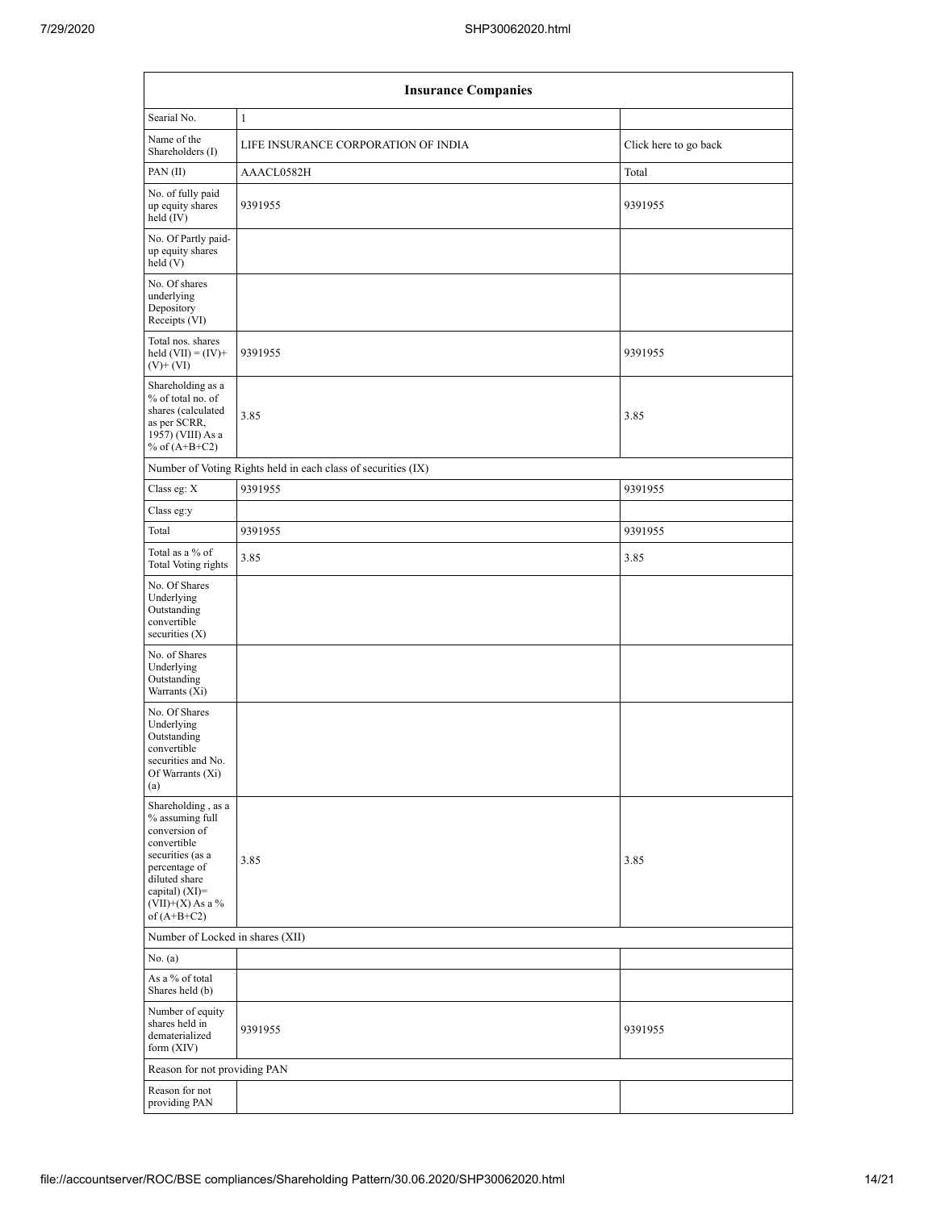| Insurance Companies | | |
|---|---|---|
| Searial No. | 1 | |
| Name of the Shareholders (I) | LIFE INSURANCE CORPORATION OF INDIA | Click here to go back |
| PAN (II) | AAACL0582H | Total |
| No. of fully paid up equity shares held (IV) | 9391955 | 9391955 |
| No. Of Partly paid-up equity shares held (V) | | |
| No. Of shares underlying Depository Receipts (VI) | | |
| Total nos. shares held (VII) = (IV)+ (V)+ (VI) | 9391955 | 9391955 |
| Shareholding as a % of total no. of shares (calculated as per SCRR, 1957) (VIII) As a % of (A+B+C2) | 3.85 | 3.85 |
| Number of Voting Rights held in each class of securities (IX) | | |
| Class eg: X | 9391955 | 9391955 |
| Class eg:y | | |
| Total | 9391955 | 9391955 |
| Total as a % of Total Voting rights | 3.85 | 3.85 |
| No. Of Shares Underlying Outstanding convertible securities (X) | | |
| No. of Shares Underlying Outstanding Warrants (Xi) | | |
| No. Of Shares Underlying Outstanding convertible securities and No. Of Warrants (Xi) (a) | | |
| Shareholding , as a % assuming full conversion of convertible securities (as a percentage of diluted share capital) (XI)= (VII)+(X) As a % of (A+B+C2) | 3.85 | 3.85 |
| Number of Locked in shares (XII) | | |
| No. (a) | | |
| As a % of total Shares held (b) | | |
| Number of equity shares held in dematerialized form (XIV) | 9391955 | 9391955 |
| Reason for not providing PAN | | |
| Reason for not providing PAN | | |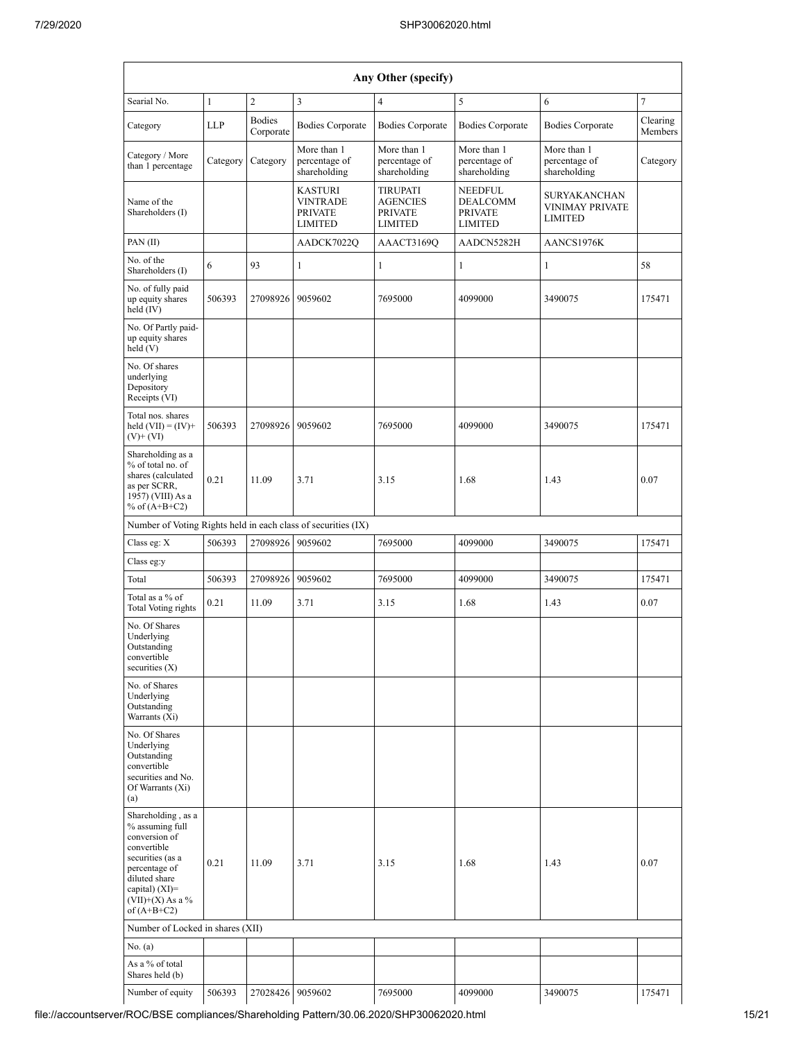| Any Other (specify) | | | | | | | |
|---|---|---|---|---|---|---|---|
| Searial No. | 1 | 2 | 3 | 4 | 5 | 6 | 7 |
| Category | LLP | Bodies Corporate | Bodies Corporate | Bodies Corporate | Bodies Corporate | Bodies Corporate | Clearing Members |
| Category / More than 1 percentage | Category | Category | More than 1 percentage of shareholding | More than 1 percentage of shareholding | More than 1 percentage of shareholding | More than 1 percentage of shareholding | Category |
| Name of the Shareholders (I) | | | KASTURI VINTRADE PRIVATE LIMITED | TIRUPATI AGENCIES PRIVATE LIMITED | NEEDFUL DEALCOMM PRIVATE LIMITED | SURYAKANCHAN VINIMAY PRIVATE LIMITED | |
| PAN (II) | | | AADCK7022Q | AAACT3169Q | AADCN5282H | AANCS1976K | |
| No. of the Shareholders (I) | 6 | 93 | 1 | 1 | 1 | 1 | 58 |
| No. of fully paid up equity shares held (IV) | 506393 | 27098926 | 9059602 | 7695000 | 4099000 | 3490075 | 175471 |
| No. Of Partly paid-up equity shares held (V) | | | | | | | |
| No. Of shares underlying Depository Receipts (VI) | | | | | | | |
| Total nos. shares held (VII) = (IV)+(V)+ (VI) | 506393 | 27098926 | 9059602 | 7695000 | 4099000 | 3490075 | 175471 |
| Shareholding as a % of total no. of shares (calculated as per SCRR, 1957) (VIII) As a % of (A+B+C2) | 0.21 | 11.09 | 3.71 | 3.15 | 1.68 | 1.43 | 0.07 |
| Number of Voting Rights held in each class of securities (IX) | | | | | | | |
| Class eg: X | 506393 | 27098926 | 9059602 | 7695000 | 4099000 | 3490075 | 175471 |
| Class eg:y | | | | | | | |
| Total | 506393 | 27098926 | 9059602 | 7695000 | 4099000 | 3490075 | 175471 |
| Total as a % of Total Voting rights | 0.21 | 11.09 | 3.71 | 3.15 | 1.68 | 1.43 | 0.07 |
| No. Of Shares Underlying Outstanding convertible securities (X) | | | | | | | |
| No. of Shares Underlying Outstanding Warrants (Xi) | | | | | | | |
| No. Of Shares Underlying Outstanding convertible securities and No. Of Warrants (Xi) (a) | | | | | | | |
| Shareholding , as a % assuming full conversion of convertible securities (as a percentage of diluted share capital) (XI)= (VII)+(X) As a % of (A+B+C2) | 0.21 | 11.09 | 3.71 | 3.15 | 1.68 | 1.43 | 0.07 |
| Number of Locked in shares (XII) | | | | | | | |
| No. (a) | | | | | | | |
| As a % of total Shares held (b) | | | | | | | |
| Number of equity | 506393 | 27028426 | 9059602 | 7695000 | 4099000 | 3490075 | 175471 |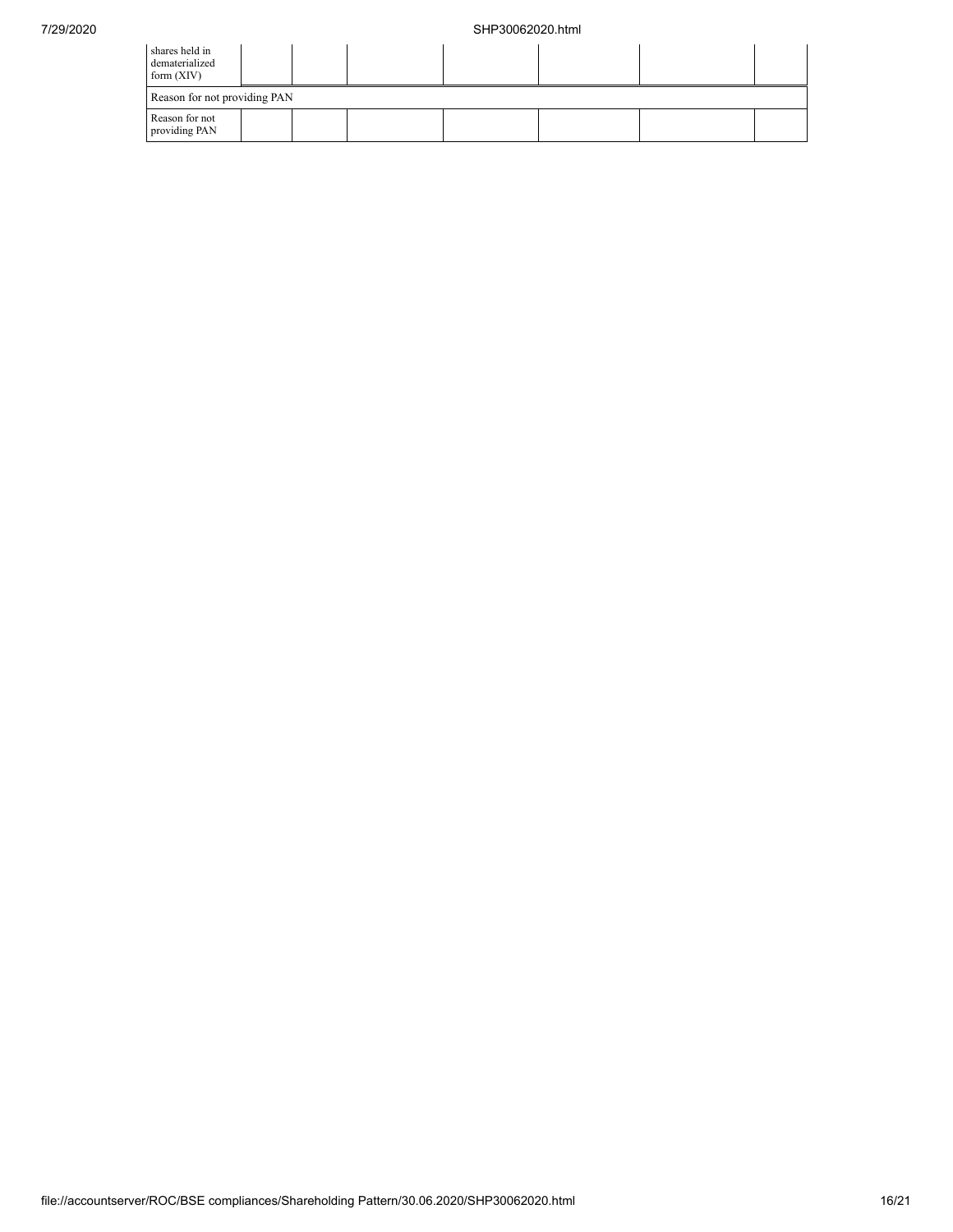| shares held in dematerialized form (XIV) | | | | | | |
|---|---|---|---|---|---|---|
| Reason for not providing PAN | | | | | | |
| Reason for not providing PAN | | | | | | |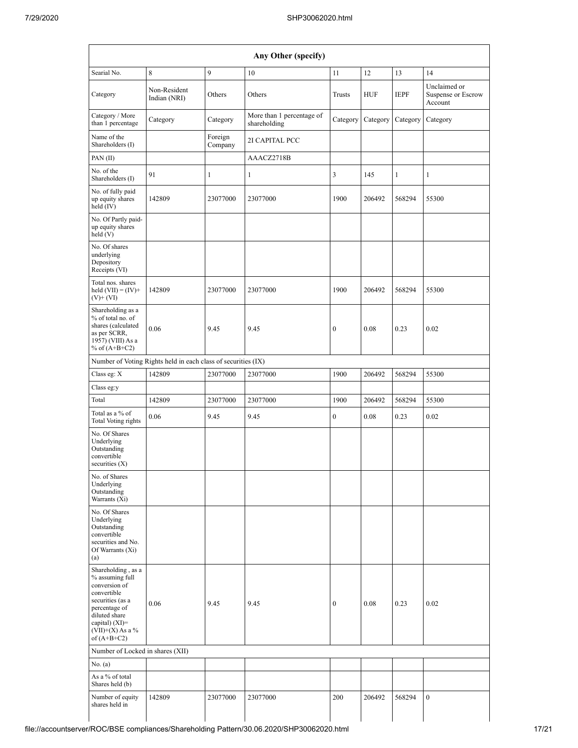| Any Other (specify) | | | | | | | |
|---|---|---|---|---|---|---|---|
| Searial No. | 8 | 9 | 10 | 11 | 12 | 13 | 14 |
| Category | Non-Resident Indian (NRI) | Others | Others | Trusts | HUF | IEPF | Unclaimed or Suspense or Escrow Account |
| Category / More than 1 percentage | Category | Category | More than 1 percentage of shareholding | Category | Category | Category | Category |
| Name of the Shareholders (I) | | Foreign Company | 2I CAPITAL PCC | | | | |
| PAN (II) | | | AAACZ2718B | | | | |
| No. of the Shareholders (I) | 91 | 1 | 1 | 3 | 145 | 1 | 1 |
| No. of fully paid up equity shares held (IV) | 142809 | 23077000 | 23077000 | 1900 | 206492 | 568294 | 55300 |
| No. Of Partly paid-up equity shares held (V) | | | | | | | |
| No. Of shares underlying Depository Receipts (VI) | | | | | | | |
| Total nos. shares held (VII) = (IV)+ (V)+ (VI) | 142809 | 23077000 | 23077000 | 1900 | 206492 | 568294 | 55300 |
| Shareholding as a % of total no. of shares (calculated as per SCRR, 1957) (VIII) As a % of (A+B+C2) | 0.06 | 9.45 | 9.45 | 0 | 0.08 | 0.23 | 0.02 |
| Number of Voting Rights held in each class of securities (IX) | | | | | | | |
| Class eg: X | 142809 | 23077000 | 23077000 | 1900 | 206492 | 568294 | 55300 |
| Class eg:y | | | | | | | |
| Total | 142809 | 23077000 | 23077000 | 1900 | 206492 | 568294 | 55300 |
| Total as a % of Total Voting rights | 0.06 | 9.45 | 9.45 | 0 | 0.08 | 0.23 | 0.02 |
| No. Of Shares Underlying Outstanding convertible securities (X) | | | | | | | |
| No. of Shares Underlying Outstanding Warrants (Xi) | | | | | | | |
| No. Of Shares Underlying Outstanding convertible securities and No. Of Warrants (Xi) (a) | | | | | | | |
| Shareholding , as a % assuming full conversion of convertible securities (as a percentage of diluted share capital) (XI)= (VII)+(X) As a % of (A+B+C2) | 0.06 | 9.45 | 9.45 | 0 | 0.08 | 0.23 | 0.02 |
| Number of Locked in shares (XII) | | | | | | | |
| No. (a) | | | | | | | |
| As a % of total Shares held (b) | | | | | | | |
| Number of equity shares held in | 142809 | 23077000 | 23077000 | 200 | 206492 | 568294 | 0 |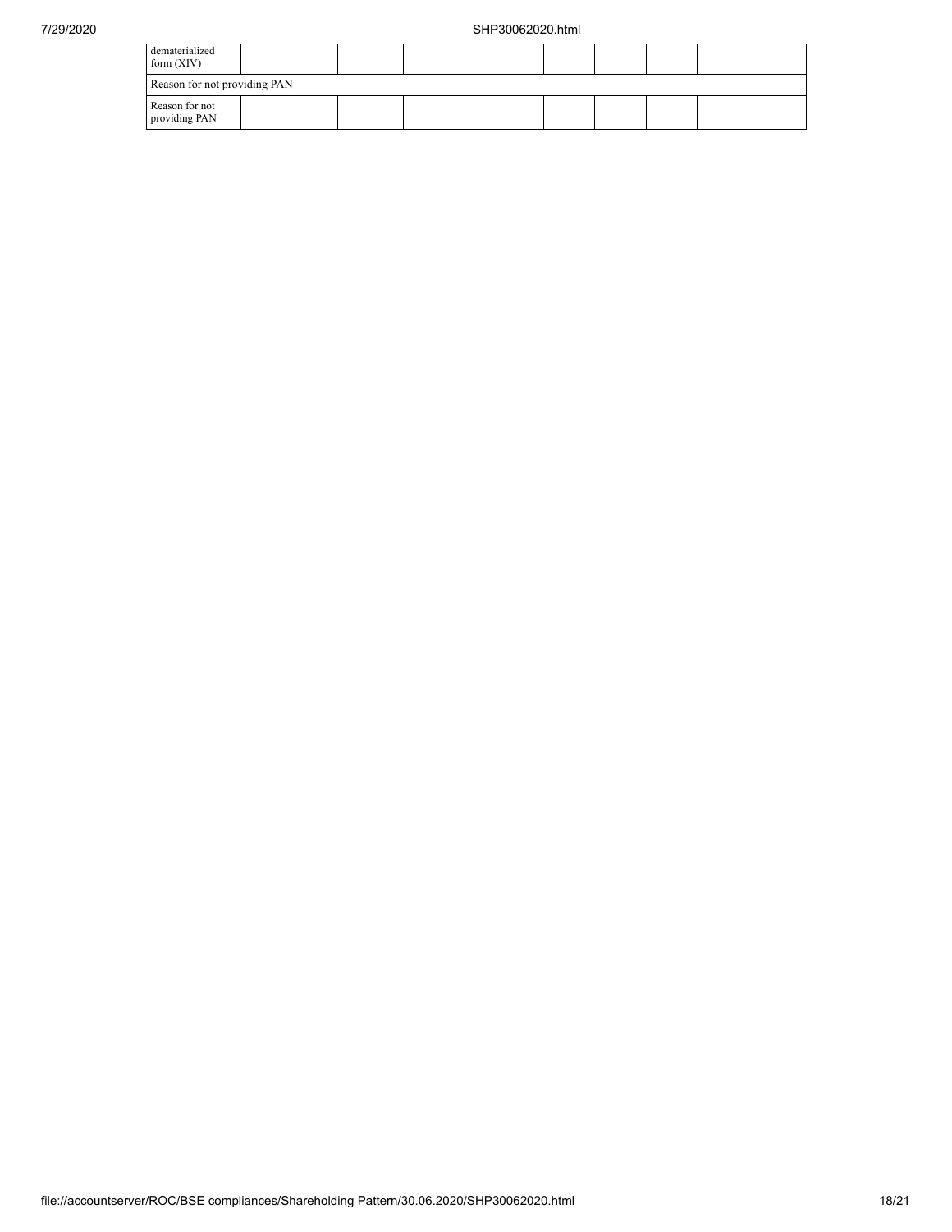| dematerialized form (XIV) | | | | | | | |
|---|---|---|---|---|---|---|---|
| Reason for not providing PAN | | | | | | | |
| Reason for not providing PAN | | | | | | | |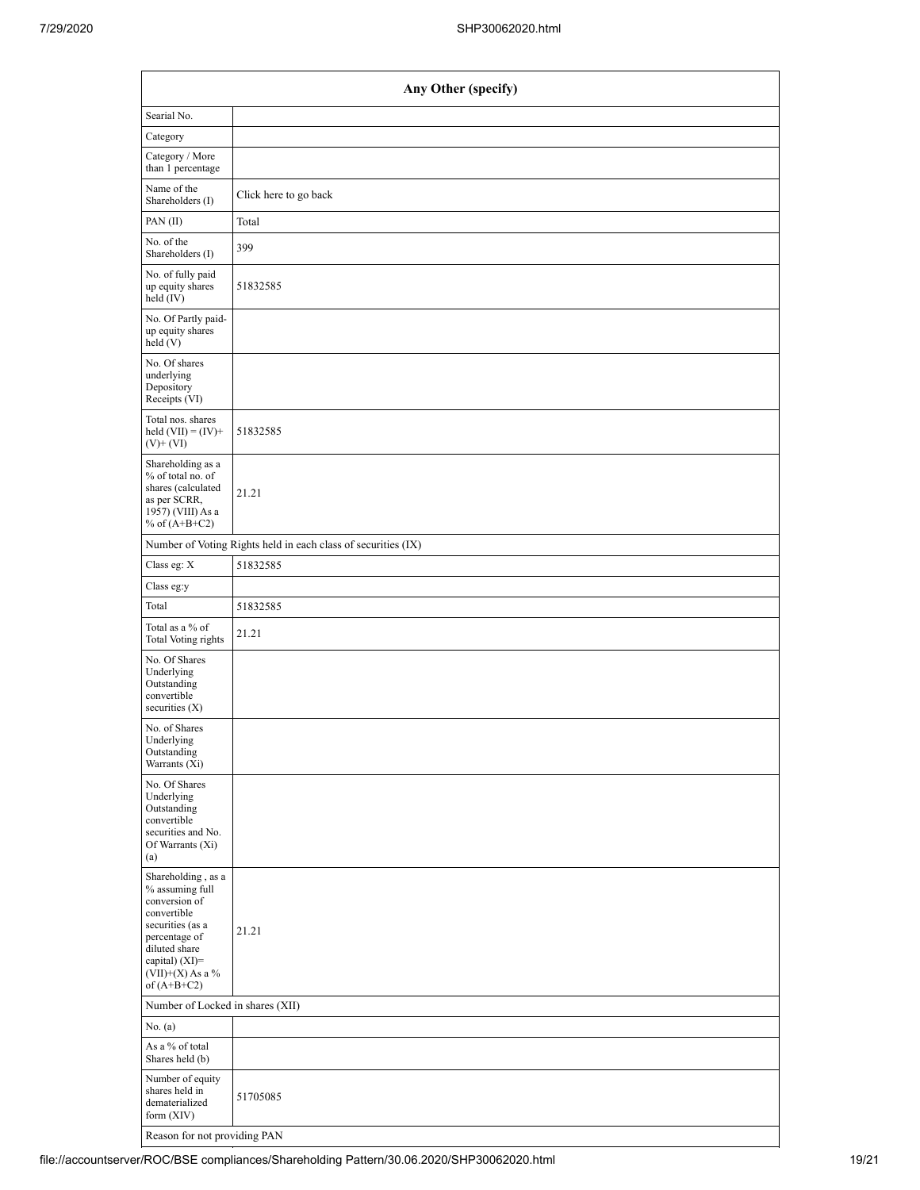| Any Other (specify) | |
|---|---|
| Searial No. | |
| Category | |
| Category / More than 1 percentage | |
| Name of the Shareholders (I) | Click here to go back |
| PAN (II) | Total |
| No. of the Shareholders (I) | 399 |
| No. of fully paid up equity shares held (IV) | 51832585 |
| No. Of Partly paid-up equity shares held (V) | |
| No. Of shares underlying Depository Receipts (VI) | |
| Total nos. shares held (VII) = (IV)+(V)+ (VI) | 51832585 |
| Shareholding as a % of total no. of shares (calculated as per SCRR, 1957) (VIII) As a % of (A+B+C2) | 21.21 |
| Number of Voting Rights held in each class of securities (IX) | |
| Class eg: X | 51832585 |
| Class eg:y | |
| Total | 51832585 |
| Total as a % of Total Voting rights | 21.21 |
| No. Of Shares Underlying Outstanding convertible securities (X) | |
| No. of Shares Underlying Outstanding Warrants (Xi) | |
| No. Of Shares Underlying Outstanding convertible securities and No. Of Warrants (Xi) (a) | |
| Shareholding , as a % assuming full conversion of convertible securities (as a percentage of diluted share capital) (XI)= (VII)+(X) As a % of (A+B+C2) | 21.21 |
| Number of Locked in shares (XII) | |
| No. (a) | |
| As a % of total Shares held (b) | |
| Number of equity shares held in dematerialized form (XIV) | 51705085 |
| Reason for not providing PAN | |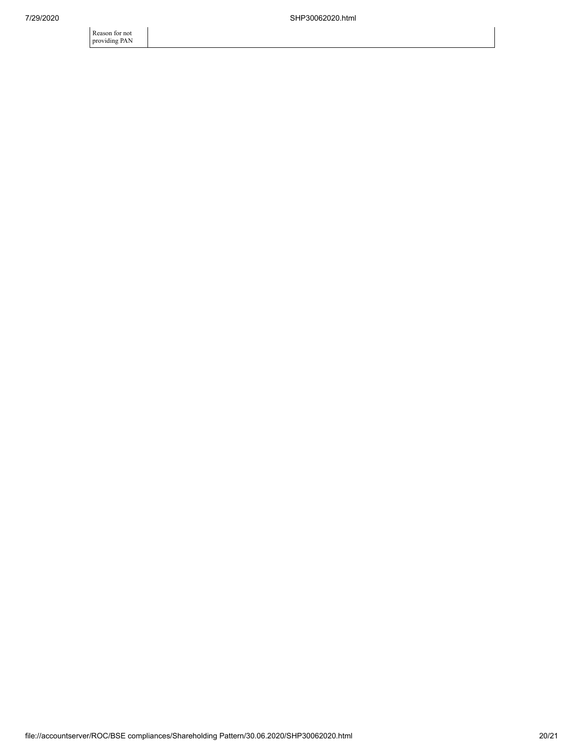| Reason for not providing PAN | |
| --- | --- |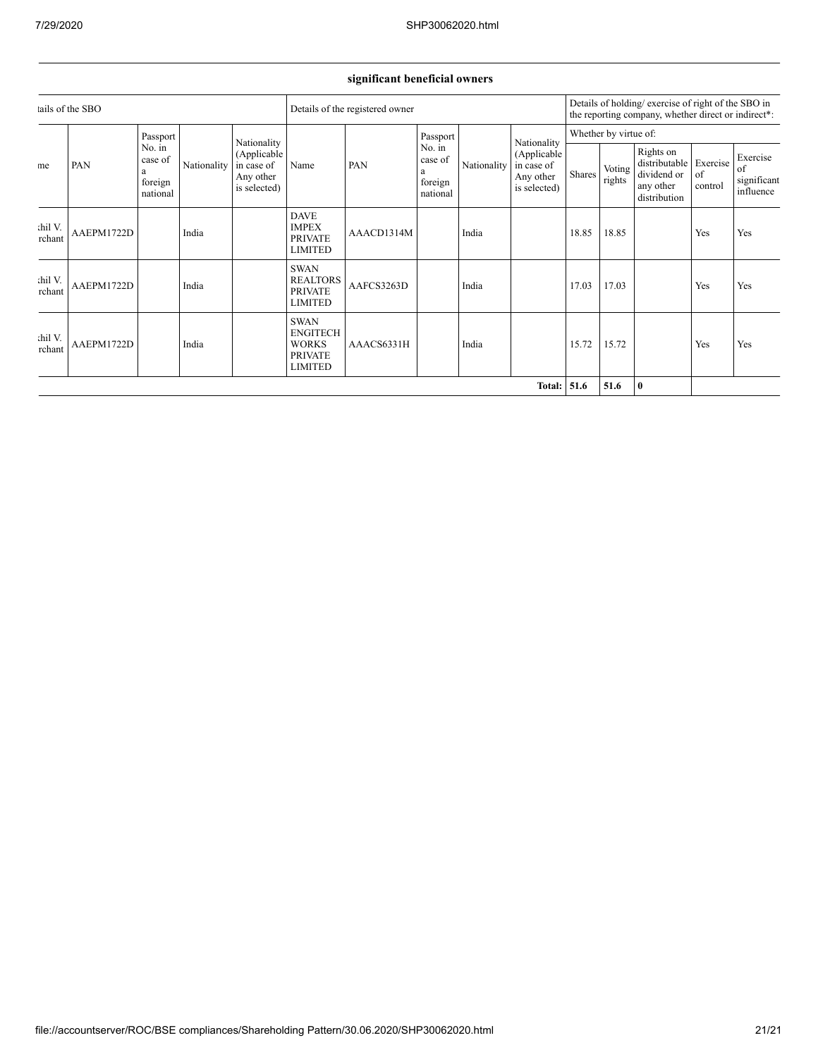**significant beneficial owners**

| tails of the SBO | | | | | Details of the registered owner | | | | | Details of holding/ exercise of right of the SBO in the reporting company, whether direct or indirect*: | | | | |
|---|---|---|---|---|---|---|---|---|---|---|---|---|---|---|
| | | | | | | | | | | Whether by virtue of: | | | | |
| me | PAN | Passport No. in case of a foreign national | Nationality | Nationality (Applicable in case of Any other is selected) | Name | PAN | Passport No. in case of a foreign national | Nationality | Nationality (Applicable in case of Any other is selected) | Shares | Voting rights | Rights on distributable dividend or any other distribution | Exercise of control | Exercise of significant influence |
| :hil V. rchant | AAEPM1722D | | India | | DAVE IMPEX PRIVATE LIMITED | AAACD1314M | | India | | 18.85 | 18.85 | | Yes | Yes |
| :hil V. rchant | AAEPM1722D | | India | | SWAN REALTORS PRIVATE LIMITED | AAFCS3263D | | India | | 17.03 | 17.03 | | Yes | Yes |
| :hil V. rchant | AAEPM1722D | | India | | SWAN ENGITECH WORKS PRIVATE LIMITED | AAACS6331H | | India | | 15.72 | 15.72 | | Yes | Yes |
| | | | | | | | | | **Total:** | **51.6** | **51.6** | **0** | | |